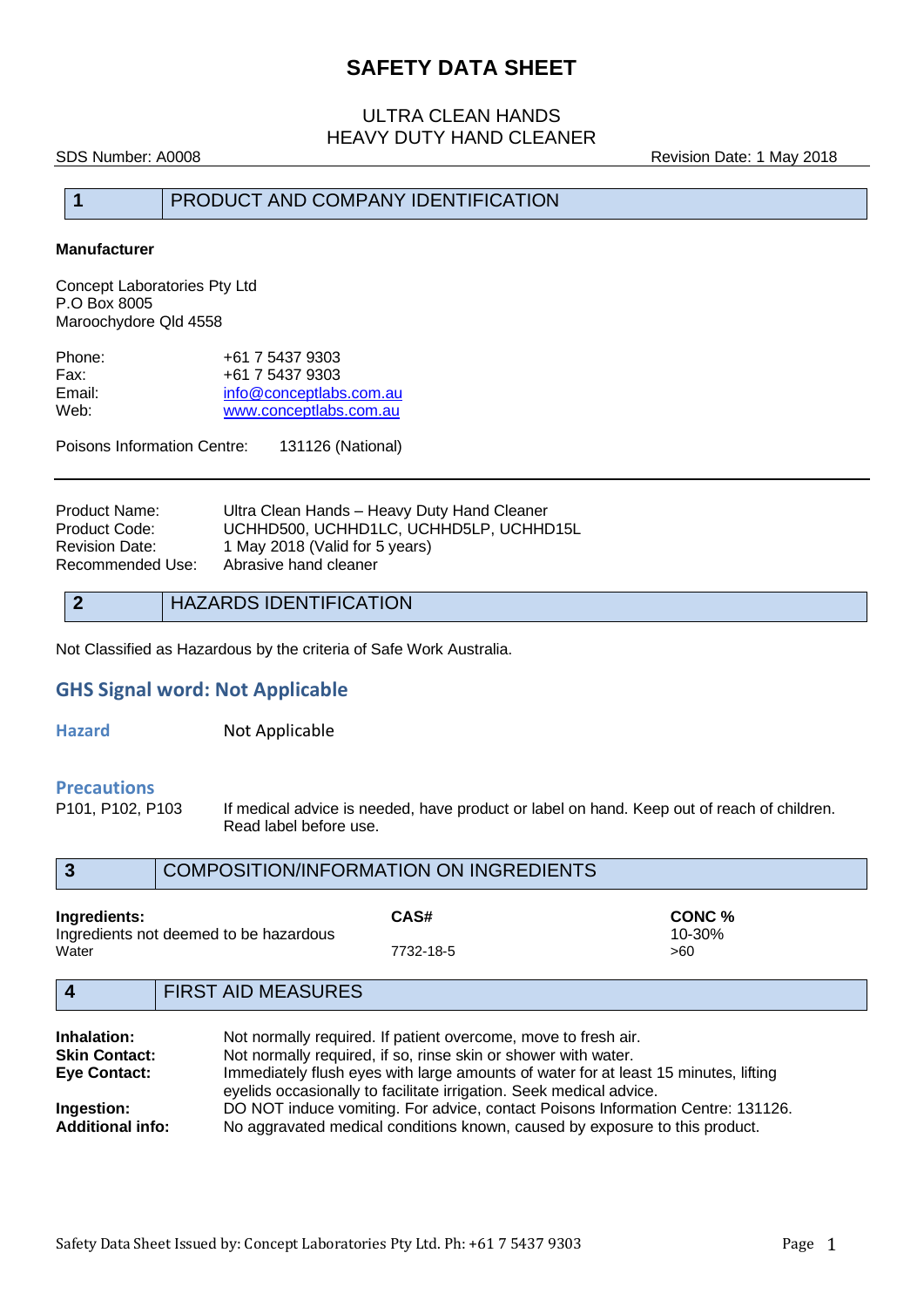# SAFETY DATA SHEET

## ULTRA CLEAN HANDS
## HEAVY DUTY HAND CLEANER

SDS Number: A0008 | Revision Date: 1 May 2018

## 1 PRODUCT AND COMPANY IDENTIFICATION

**Manufacturer**

Concept Laboratories Pty Ltd
P.O Box 8005
Maroochydore Qld 4558

| | |
|---|---|
| Phone: | +61 7 5437 9303 |
| Fax: | +61 7 5437 9303 |
| Email: | info@conceptlabs.com.au |
| Web: | www.conceptlabs.com.au |

Poisons Information Centre: 131126 (National)

| | |
|---|---|
| Product Name: | Ultra Clean Hands – Heavy Duty Hand Cleaner |
| Product Code: | UCHHD500, UCHHD1LC, UCHHD5LP, UCHHD15L |
| Revision Date: | 1 May 2018 (Valid for 5 years) |
| Recommended Use: | Abrasive hand cleaner |

## 2 HAZARDS IDENTIFICATION

Not Classified as Hazardous by the criteria of Safe Work Australia.

### GHS Signal word: Not Applicable

**Hazard** Not Applicable

**Precautions**

P101, P102, P103 If medical advice is needed, have product or label on hand. Keep out of reach of children. Read label before use.

## 3 COMPOSITION/INFORMATION ON INGREDIENTS

| Ingredients: | CAS# | CONC % |
|---|---|---|
| Ingredients not deemed to be hazardous | | 10-30% |
| Water | 7732-18-5 | >60 |

## 4 FIRST AID MEASURES

**Inhalation:** Not normally required. If patient overcome, move to fresh air.

**Skin Contact:** Not normally required, if so, rinse skin or shower with water.

**Eye Contact:** Immediately flush eyes with large amounts of water for at least 15 minutes, lifting eyelids occasionally to facilitate irrigation. Seek medical advice.

**Ingestion:** DO NOT induce vomiting. For advice, contact Poisons Information Centre: 131126.

**Additional info:** No aggravated medical conditions known, caused by exposure to this product.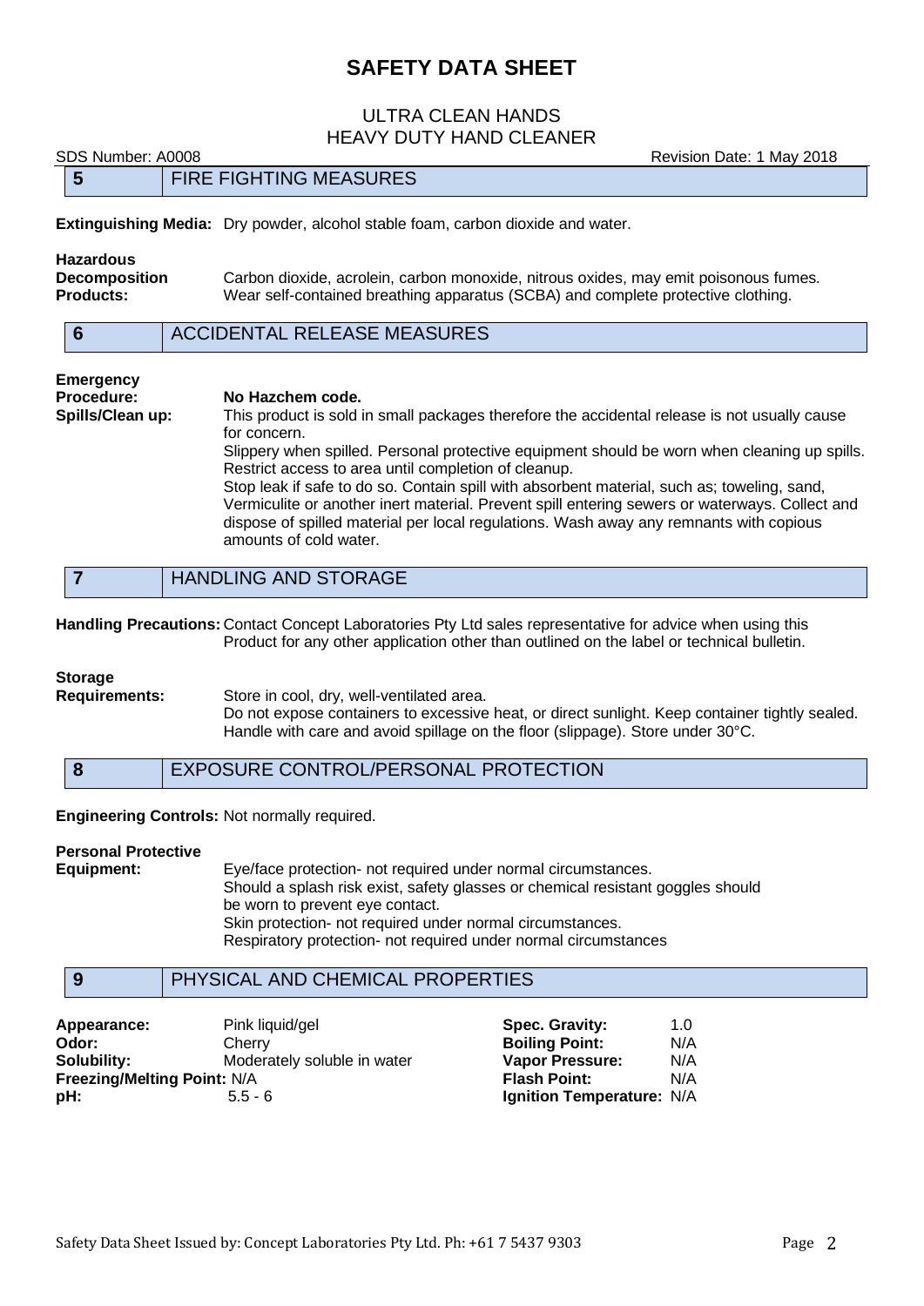## 5 FIRE FIGHTING MEASURES

**Extinguishing Media:** Dry powder, alcohol stable foam, carbon dioxide and water.

**Hazardous Decomposition Products:** Carbon dioxide, acrolein, carbon monoxide, nitrous oxides, may emit poisonous fumes. Wear self-contained breathing apparatus (SCBA) and complete protective clothing.

## 6 ACCIDENTAL RELEASE MEASURES

**Emergency Procedure:** **No Hazchem code.**

**Spills/Clean up:** This product is sold in small packages therefore the accidental release is not usually cause for concern.
Slippery when spilled. Personal protective equipment should be worn when cleaning up spills. Restrict access to area until completion of cleanup.
Stop leak if safe to do so. Contain spill with absorbent material, such as; toweling, sand, Vermiculite or another inert material. Prevent spill entering sewers or waterways. Collect and dispose of spilled material per local regulations. Wash away any remnants with copious amounts of cold water.

## 7 HANDLING AND STORAGE

**Handling Precautions:** Contact Concept Laboratories Pty Ltd sales representative for advice when using this Product for any other application other than outlined on the label or technical bulletin.

**Storage Requirements:** Store in cool, dry, well-ventilated area.
Do not expose containers to excessive heat, or direct sunlight. Keep container tightly sealed. Handle with care and avoid spillage on the floor (slippage). Store under 30°C.

## 8 EXPOSURE CONTROL/PERSONAL PROTECTION

**Engineering Controls:** Not normally required.

**Personal Protective Equipment:** Eye/face protection- not required under normal circumstances.
Should a splash risk exist, safety glasses or chemical resistant goggles should be worn to prevent eye contact.
Skin protection- not required under normal circumstances.
Respiratory protection- not required under normal circumstances

## 9 PHYSICAL AND CHEMICAL PROPERTIES

**Appearance:** Pink liquid/gel
**Odor:** Cherry
**Solubility:** Moderately soluble in water
**Freezing/Melting Point:** N/A
**pH:** 5.5 - 6

**Spec. Gravity:** 1.0
**Boiling Point:** N/A
**Vapor Pressure:** N/A
**Flash Point:** N/A
**Ignition Temperature:** N/A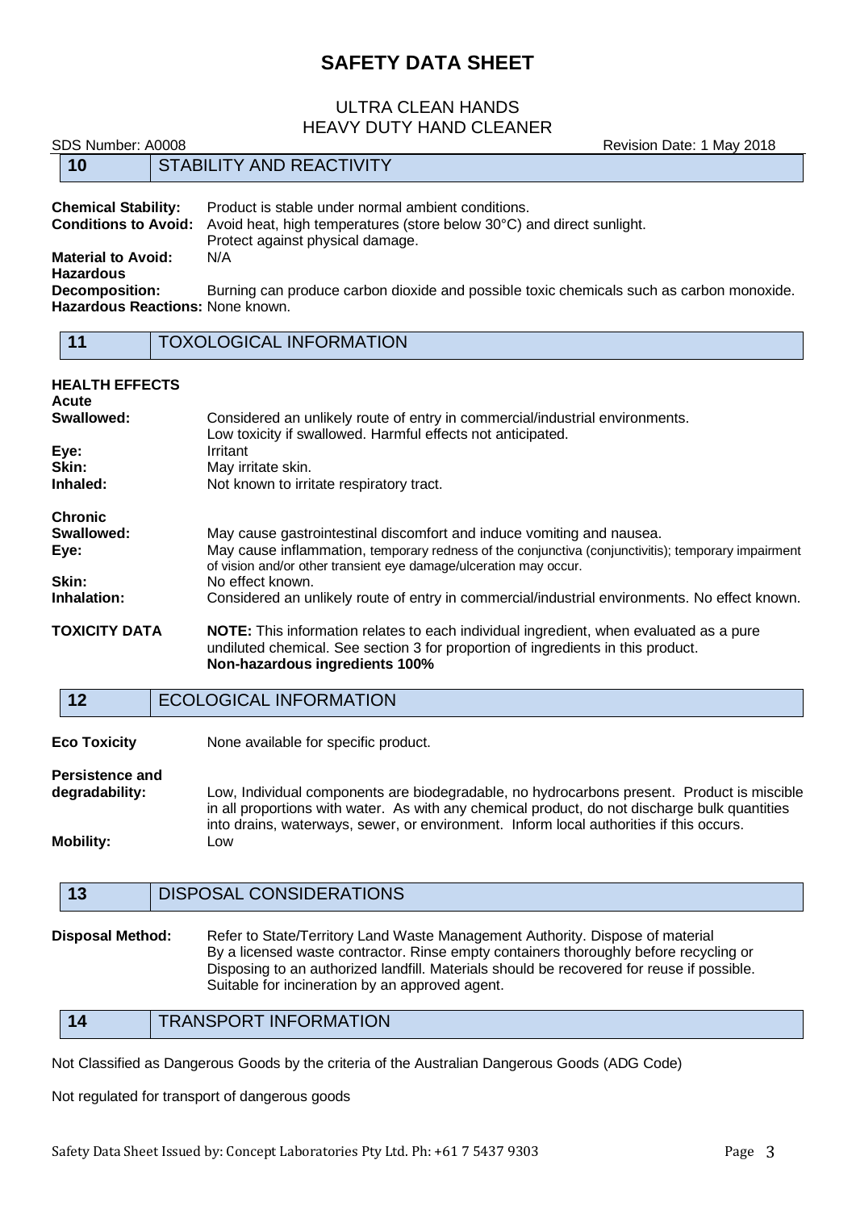# SAFETY DATA SHEET

## ULTRA CLEAN HANDS
## HEAVY DUTY HAND CLEANER

SDS Number: A0008 | Revision Date: 1 May 2018

## 10 STABILITY AND REACTIVITY

**Chemical Stability:** Product is stable under normal ambient conditions.

**Conditions to Avoid:** Avoid heat, high temperatures (store below 30°C) and direct sunlight. Protect against physical damage.

**Material to Avoid:** N/A

**Hazardous Decomposition:** Burning can produce carbon dioxide and possible toxic chemicals such as carbon monoxide.

**Hazardous Reactions:** None known.

## 11 TOXOLOGICAL INFORMATION

**HEALTH EFFECTS**

**Acute**

**Swallowed:** Considered an unlikely route of entry in commercial/industrial environments. Low toxicity if swallowed. Harmful effects not anticipated.

**Eye:** Irritant

**Skin:** May irritate skin.

**Inhaled:** Not known to irritate respiratory tract.

**Chronic**

**Swallowed:** May cause gastrointestinal discomfort and induce vomiting and nausea.

**Eye:** May cause inflammation, temporary redness of the conjunctiva (conjunctivitis); temporary impairment of vision and/or other transient eye damage/ulceration may occur.

**Skin:** No effect known.

**Inhalation:** Considered an unlikely route of entry in commercial/industrial environments. No effect known.

**TOXICITY DATA** **NOTE:** This information relates to each individual ingredient, when evaluated as a pure undiluted chemical. See section 3 for proportion of ingredients in this product. **Non-hazardous ingredients 100%**

## 12 ECOLOGICAL INFORMATION

**Eco Toxicity** None available for specific product.

**Persistence and degradability:** Low, Individual components are biodegradable, no hydrocarbons present. Product is miscible in all proportions with water. As with any chemical product, do not discharge bulk quantities into drains, waterways, sewer, or environment. Inform local authorities if this occurs.

**Mobility:** Low

## 13 DISPOSAL CONSIDERATIONS

**Disposal Method:** Refer to State/Territory Land Waste Management Authority. Dispose of material By a licensed waste contractor. Rinse empty containers thoroughly before recycling or Disposing to an authorized landfill. Materials should be recovered for reuse if possible. Suitable for incineration by an approved agent.

## 14 TRANSPORT INFORMATION

Not Classified as Dangerous Goods by the criteria of the Australian Dangerous Goods (ADG Code)

Not regulated for transport of dangerous goods

Safety Data Sheet Issued by: Concept Laboratories Pty Ltd. Ph: +61 7 5437 9303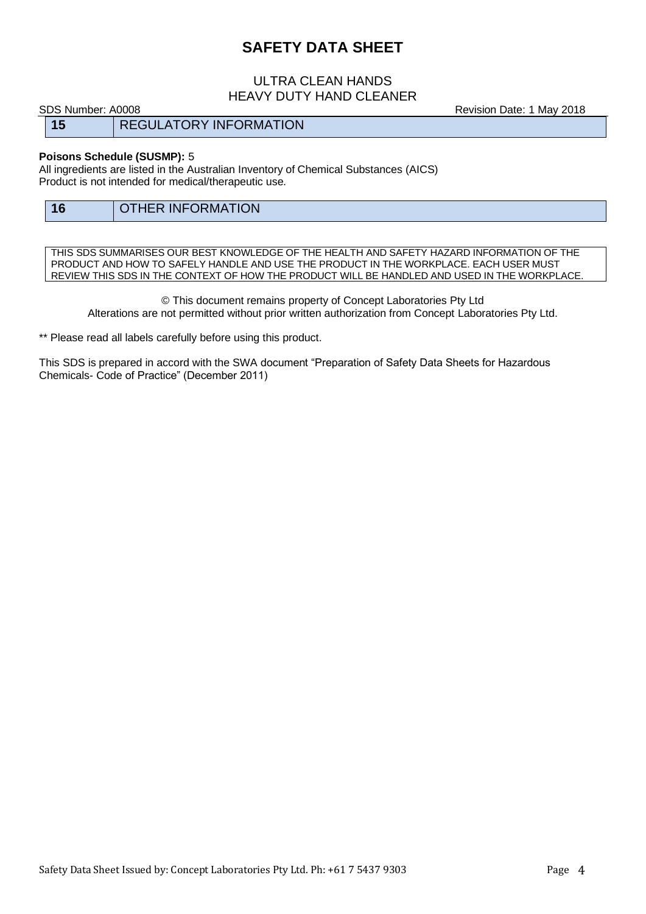## 15 REGULATORY INFORMATION

**Poisons Schedule (SUSMP):** 5

All ingredients are listed in the Australian Inventory of Chemical Substances (AICS)
Product is not intended for medical/therapeutic use.

## 16 OTHER INFORMATION

THIS SDS SUMMARISES OUR BEST KNOWLEDGE OF THE HEALTH AND SAFETY HAZARD INFORMATION OF THE PRODUCT AND HOW TO SAFELY HANDLE AND USE THE PRODUCT IN THE WORKPLACE. EACH USER MUST REVIEW THIS SDS IN THE CONTEXT OF HOW THE PRODUCT WILL BE HANDLED AND USED IN THE WORKPLACE.

© This document remains property of Concept Laboratories Pty Ltd
Alterations are not permitted without prior written authorization from Concept Laboratories Pty Ltd.

** Please read all labels carefully before using this product.

This SDS is prepared in accord with the SWA document "Preparation of Safety Data Sheets for Hazardous Chemicals- Code of Practice" (December 2011)